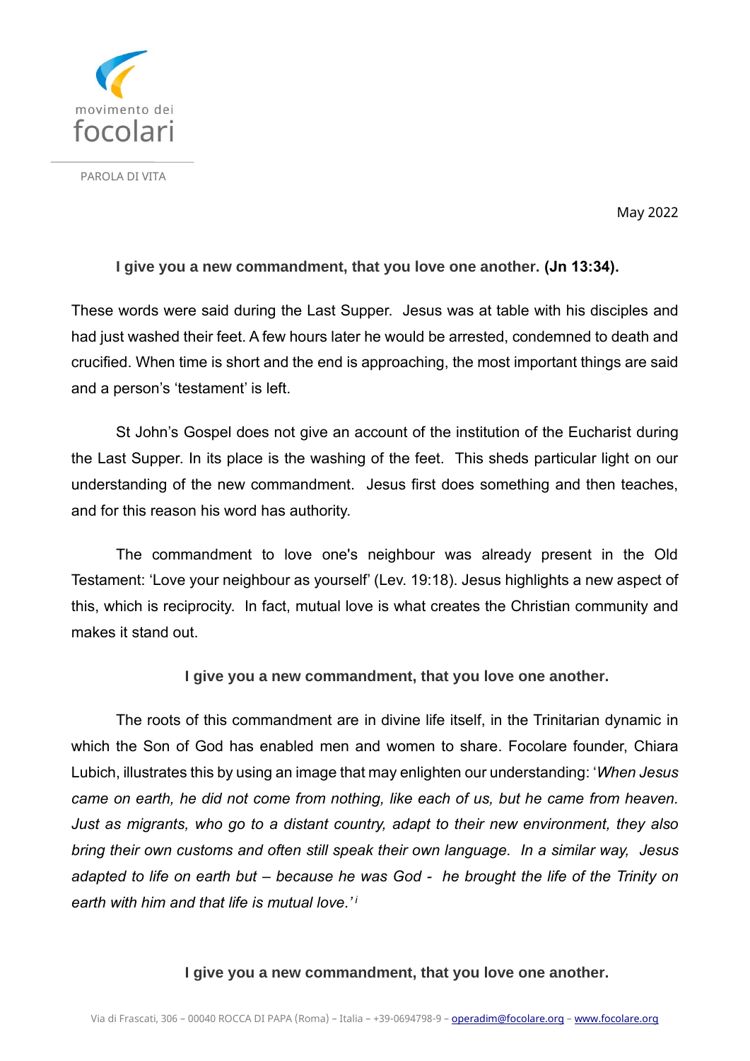movimento dei focolari

PAROLA DI VITA

May 2022

**I give you a new commandment, that you love one another. (Jn 13:34).**

These words were said during the Last Supper. Jesus was at table with his disciples and had just washed their feet. A few hours later he would be arrested, condemned to death and crucified. When time is short and the end is approaching, the most important things are said and a person's 'testament' is left.

St John's Gospel does not give an account of the institution of the Eucharist during the Last Supper. In its place is the washing of the feet. This sheds particular light on our understanding of the new commandment. Jesus first does something and then teaches, and for this reason his word has authority.

The commandment to love one's neighbour was already present in the Old Testament: 'Love your neighbour as yourself' (Lev. 19:18). Jesus highlights a new aspect of this, which is reciprocity. In fact, mutual love is what creates the Christian community and makes it stand out.

**I give you a new commandment, that you love one another.**

The roots of this commandment are in divine life itself, in the Trinitarian dynamic in which the Son of God has enabled men and women to share. Focolare founder, Chiara Lubich, illustrates this by using an image that may enlighten our understanding: '*When Jesus came on earth, he did not come from nothing, like each of us, but he came from heaven. Just as migrants, who go to a distant country, adapt to their new environment, they also bring their own customs and often still speak their own language. In a similar way, Jesus adapted to life on earth but – because he was God - he brought the life of the Trinity on earth with him and that life is mutual love.'*[i]

**I give you a new commandment, that you love one another.**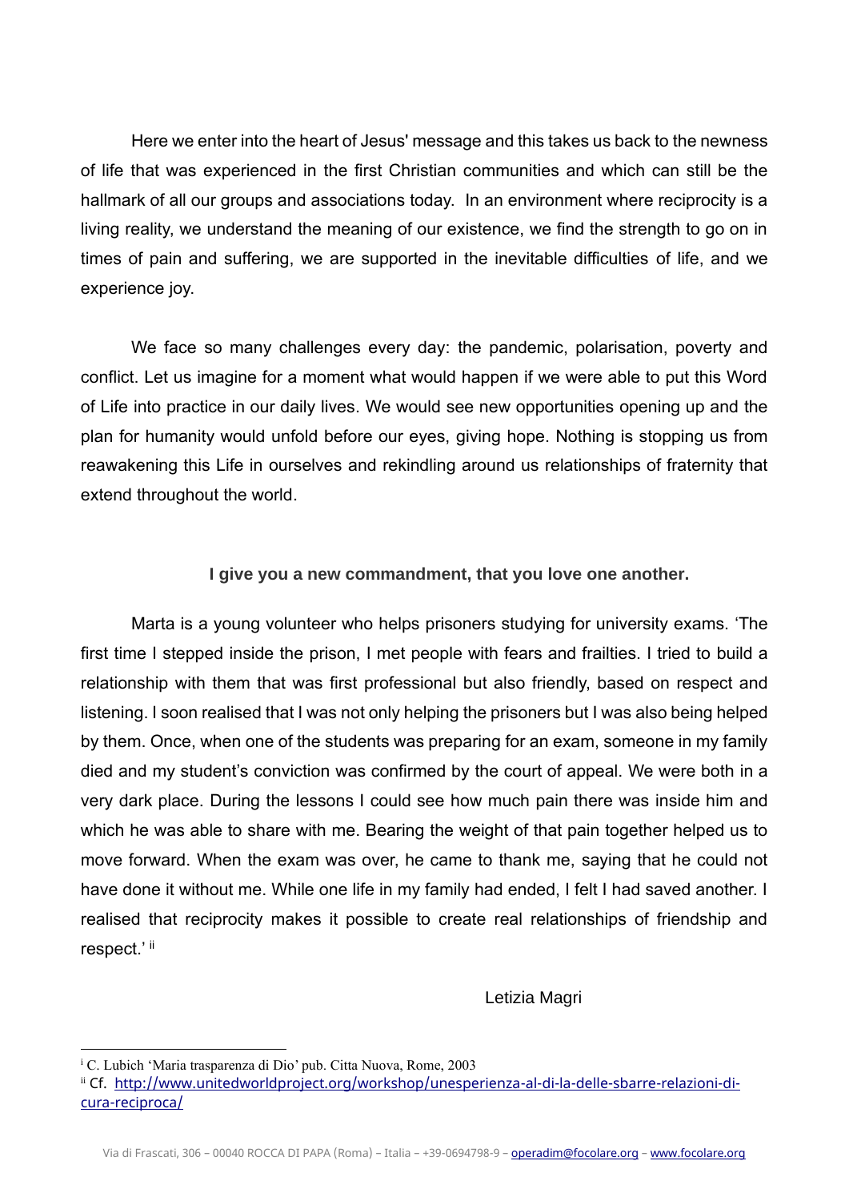Here we enter into the heart of Jesus' message and this takes us back to the newness of life that was experienced in the first Christian communities and which can still be the hallmark of all our groups and associations today. In an environment where reciprocity is a living reality, we understand the meaning of our existence, we find the strength to go on in times of pain and suffering, we are supported in the inevitable difficulties of life, and we experience joy.

We face so many challenges every day: the pandemic, polarisation, poverty and conflict. Let us imagine for a moment what would happen if we were able to put this Word of Life into practice in our daily lives. We would see new opportunities opening up and the plan for humanity would unfold before our eyes, giving hope. Nothing is stopping us from reawakening this Life in ourselves and rekindling around us relationships of fraternity that extend throughout the world.

**I give you a new commandment, that you love one another.**

Marta is a young volunteer who helps prisoners studying for university exams. 'The first time I stepped inside the prison, I met people with fears and frailties. I tried to build a relationship with them that was first professional but also friendly, based on respect and listening. I soon realised that I was not only helping the prisoners but I was also being helped by them. Once, when one of the students was preparing for an exam, someone in my family died and my student's conviction was confirmed by the court of appeal. We were both in a very dark place. During the lessons I could see how much pain there was inside him and which he was able to share with me. Bearing the weight of that pain together helped us to move forward. When the exam was over, he came to thank me, saying that he could not have done it without me. While one life in my family had ended, I felt I had saved another. I realised that reciprocity makes it possible to create real relationships of friendship and respect.' [ii]

Letizia Magri

---

[i] C. Lubich 'Maria trasparenza di Dio' pub. Citta Nuova, Rome, 2003

[ii] Cf. http://www.unitedworldproject.org/workshop/unesperienza-al-di-la-delle-sbarre-relazioni-di-cura-reciproca/

Via di Frascati, 306 – 00040 ROCCA DI PAPA (Roma) – Italia – +39-0694798-9 – operadim@focolare.org – www.focolare.org